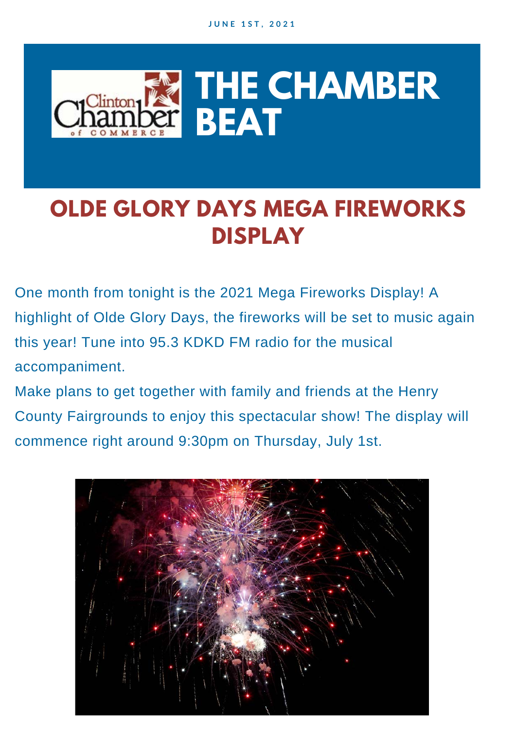JUNE 1ST, 2021

# THE CHAMBER BEAT

## OLDE GLORY DAYS MEGA FIREWORKS DISPLAY

One month from tonight is the 2021 Mega Fireworks Display! A highlight of Olde Glory Days, the fireworks will be set to music again this year! Tune into 95.3 KDKD FM radio for the musical accompaniment.

Make plans to get together with family and friends at the Henry County Fairgrounds to enjoy this spectacular show! The display will commence right around 9:30pm on Thursday, July 1st.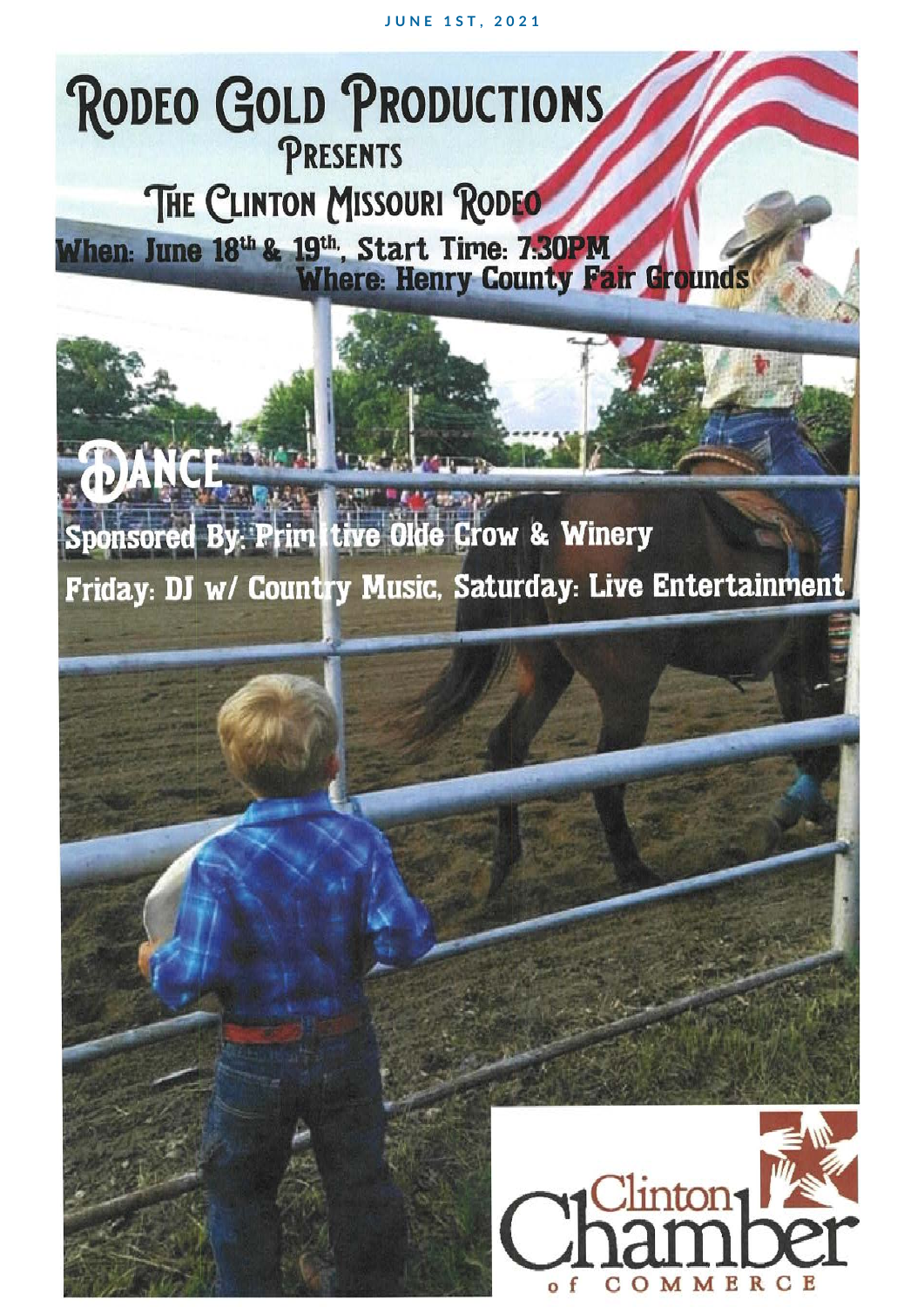# Rodeo Gold Productions

## Presents

## The Clinton Missouri Rodeo

**When: June 18th & 19th, Start Time: 7:30PM**

**Where: Henry County Fair Grounds**

## Dance

**Sponsored By: Primitive Olde Crow & Winery**

**Friday: DJ w/ Country Music, Saturday: Live Entertainment**

Clinton Chamber of Commerce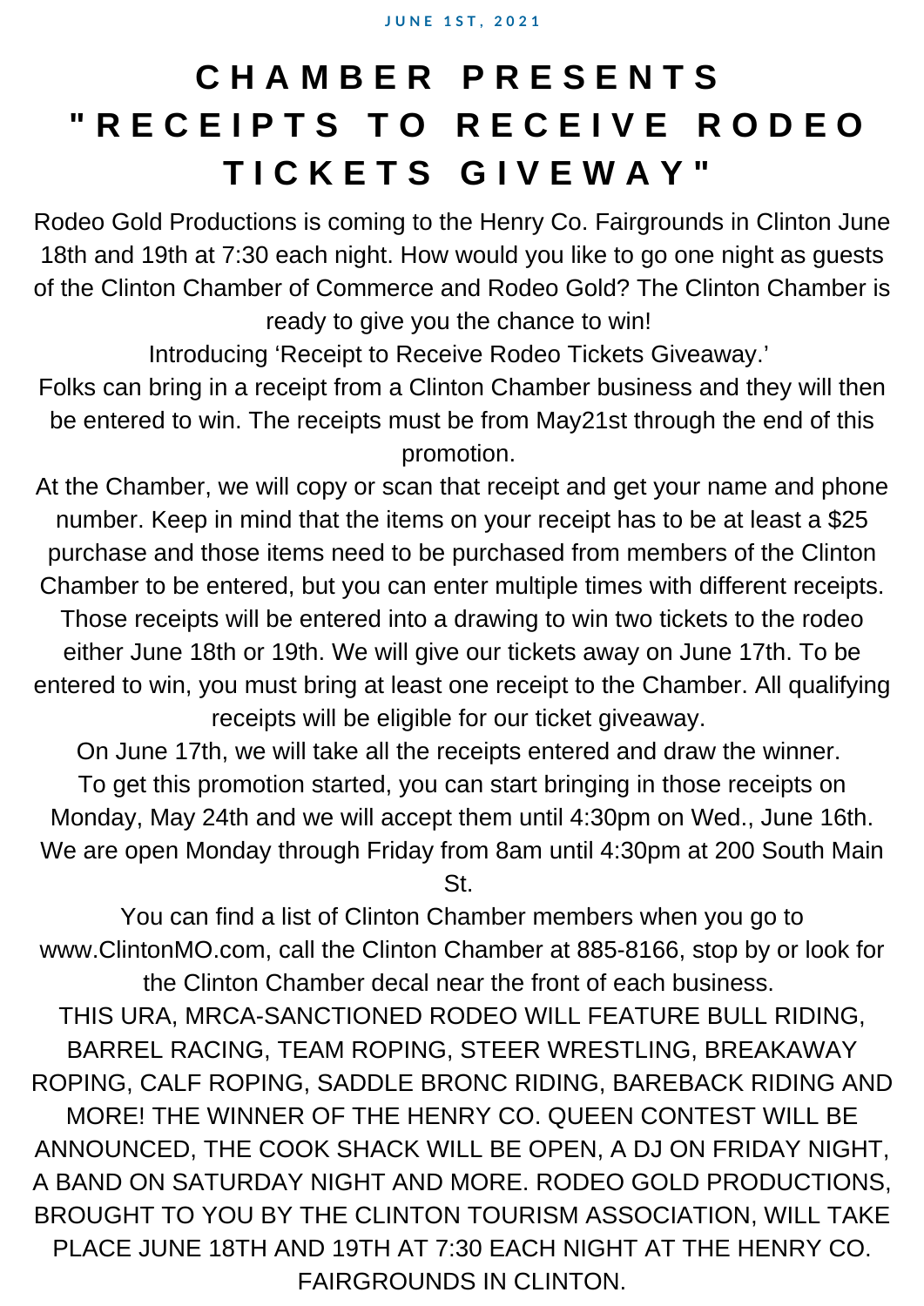JUNE 1ST, 2021

# CHAMBER PRESENTS "RECEIPTS TO RECEIVE RODEO TICKETS GIVEWAY"

Rodeo Gold Productions is coming to the Henry Co. Fairgrounds in Clinton June 18th and 19th at 7:30 each night. How would you like to go one night as guests of the Clinton Chamber of Commerce and Rodeo Gold? The Clinton Chamber is ready to give you the chance to win!

Introducing 'Receipt to Receive Rodeo Tickets Giveaway.'

Folks can bring in a receipt from a Clinton Chamber business and they will then be entered to win. The receipts must be from May21st through the end of this promotion.

At the Chamber, we will copy or scan that receipt and get your name and phone number. Keep in mind that the items on your receipt has to be at least a $25 purchase and those items need to be purchased from members of the Clinton Chamber to be entered, but you can enter multiple times with different receipts. Those receipts will be entered into a drawing to win two tickets to the rodeo either June 18th or 19th. We will give our tickets away on June 17th. To be entered to win, you must bring at least one receipt to the Chamber. All qualifying receipts will be eligible for our ticket giveaway.

On June 17th, we will take all the receipts entered and draw the winner.

To get this promotion started, you can start bringing in those receipts on Monday, May 24th and we will accept them until 4:30pm on Wed., June 16th. We are open Monday through Friday from 8am until 4:30pm at 200 South Main St.

You can find a list of Clinton Chamber members when you go to www.ClintonMO.com, call the Clinton Chamber at 885-8166, stop by or look for the Clinton Chamber decal near the front of each business.

THIS URA, MRCA-SANCTIONED RODEO WILL FEATURE BULL RIDING, BARREL RACING, TEAM ROPING, STEER WRESTLING, BREAKAWAY ROPING, CALF ROPING, SADDLE BRONC RIDING, BAREBACK RIDING AND MORE! THE WINNER OF THE HENRY CO. QUEEN CONTEST WILL BE ANNOUNCED, THE COOK SHACK WILL BE OPEN, A DJ ON FRIDAY NIGHT, A BAND ON SATURDAY NIGHT AND MORE. RODEO GOLD PRODUCTIONS, BROUGHT TO YOU BY THE CLINTON TOURISM ASSOCIATION, WILL TAKE PLACE JUNE 18TH AND 19TH AT 7:30 EACH NIGHT AT THE HENRY CO. FAIRGROUNDS IN CLINTON.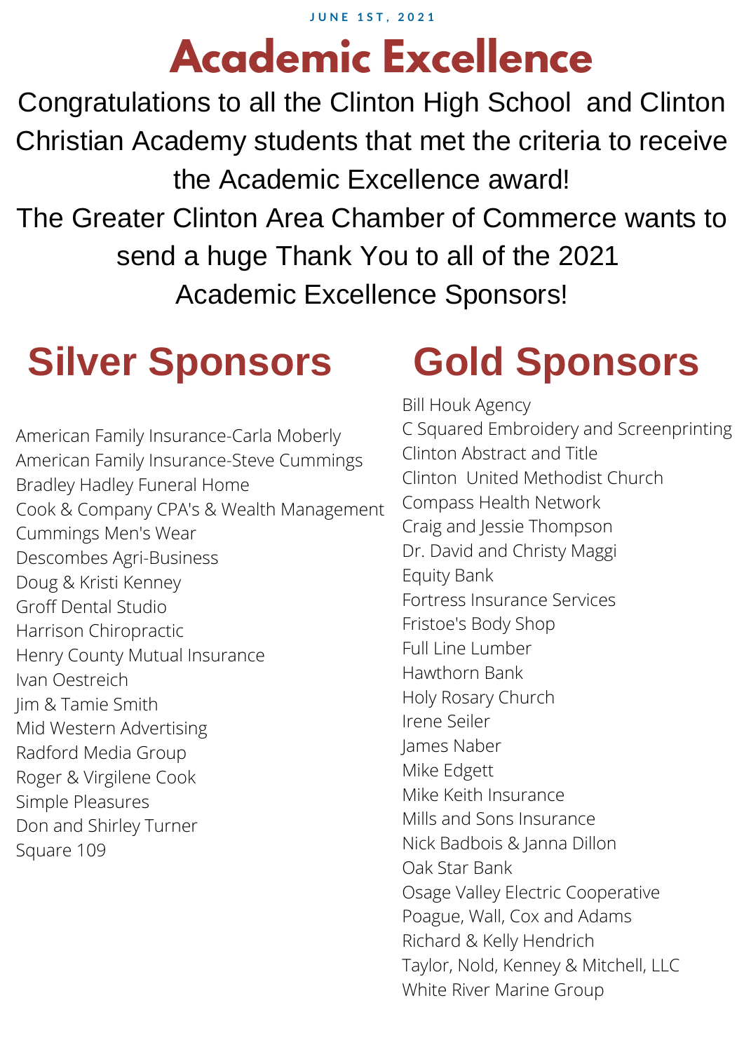JUNE 1ST, 2021

# Academic Excellence

Congratulations to all the Clinton High School and Clinton Christian Academy students that met the criteria to receive the Academic Excellence award!

The Greater Clinton Area Chamber of Commerce wants to send a huge Thank You to all of the 2021 Academic Excellence Sponsors!

## Silver Sponsors

American Family Insurance-Carla Moberly
American Family Insurance-Steve Cummings
Bradley Hadley Funeral Home
Cook & Company CPA's & Wealth Management
Cummings Men's Wear
Descombes Agri-Business
Doug & Kristi Kenney
Groff Dental Studio
Harrison Chiropractic
Henry County Mutual Insurance
Ivan Oestreich
Jim & Tamie Smith
Mid Western Advertising
Radford Media Group
Roger & Virgilene Cook
Simple Pleasures
Don and Shirley Turner
Square 109

## Gold Sponsors

Bill Houk Agency
C Squared Embroidery and Screenprinting
Clinton Abstract and Title
Clinton United Methodist Church
Compass Health Network
Craig and Jessie Thompson
Dr. David and Christy Maggi
Equity Bank
Fortress Insurance Services
Fristoe's Body Shop
Full Line Lumber
Hawthorn Bank
Holy Rosary Church
Irene Seiler
James Naber
Mike Edgett
Mike Keith Insurance
Mills and Sons Insurance
Nick Badbois & Janna Dillon
Oak Star Bank
Osage Valley Electric Cooperative
Poague, Wall, Cox and Adams
Richard & Kelly Hendrich
Taylor, Nold, Kenney & Mitchell, LLC
White River Marine Group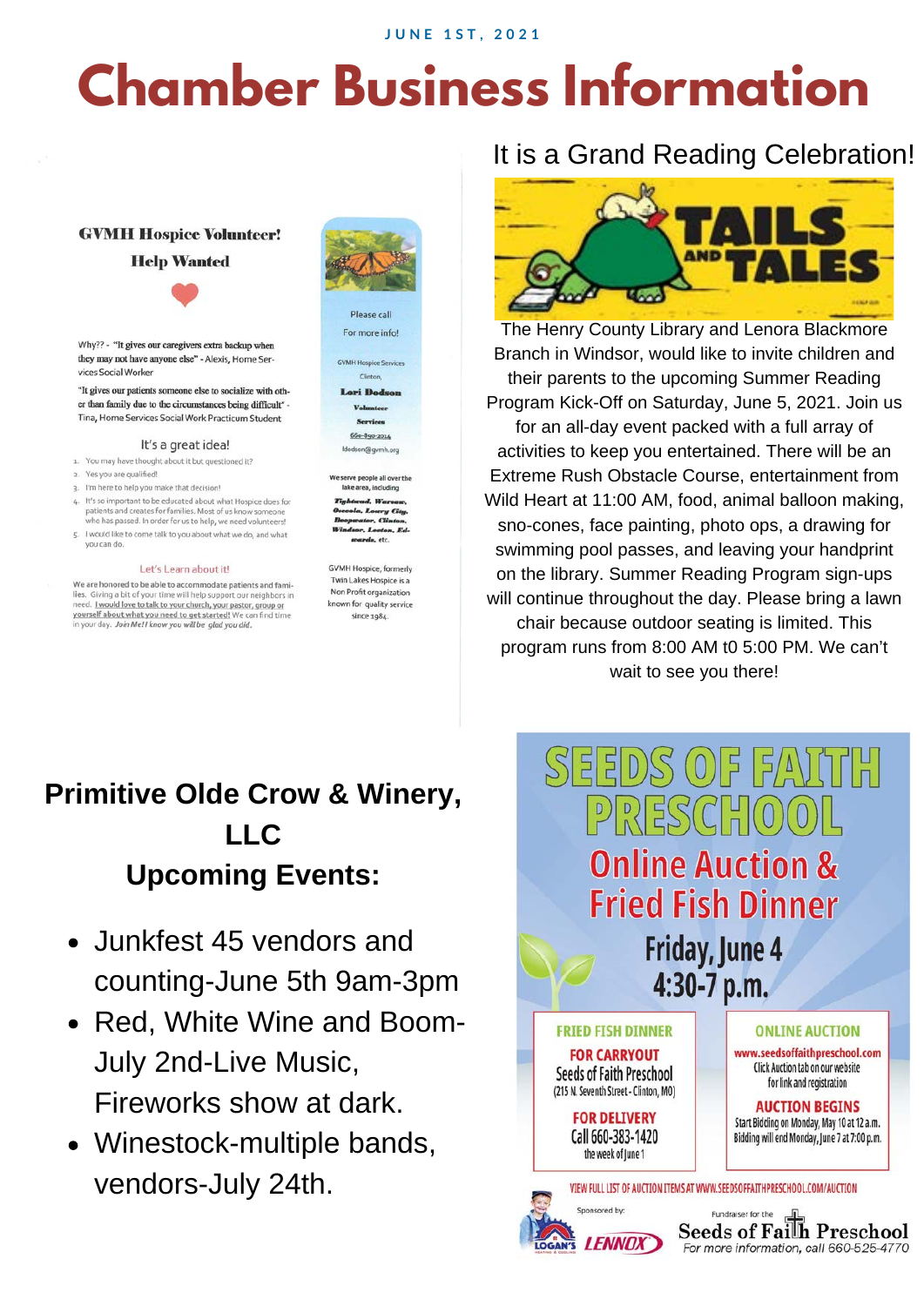JUNE 1ST, 2021

# Chamber Business Information

## GVMH Hospice Volunteer! Help Wanted

Why?? - "It gives our caregivers extra backup when they may not have anyone else" - Alexis, Home Services Social Worker

"It gives our patients someone else to socialize with other than family due to the circumstances being difficult" - Tina, Home Services Social Work Practicum Student

### It's a great idea!

1. You may have thought about it but questioned it?
2. Yes you are qualified!
3. I'm here to help you make that decision!
4. It's so important to be educated about what Hospice does for patients and creates for families. Most of us know someone who has passed. In order for us to help, we need volunteers!
5. I would like to come talk to you about what we do, and what you can do.

### Let's Learn about it!

We are honored to be able to accommodate patients and families. Giving a bit of your time will help support our neighbors in need. I would love to talk to your church, your pastor, group or yourself about what you need to get started! We can find time in your day. *Join Me!! know you will be glad you did.*

Please call For more info!

GVMH Hospice Services
Clinton,
**Lori Dodson**
**Volunteer Services**
660-890-2014
ldodson@gvmh.org

We serve people all over the lake area, including *Tightwad, Warsaw, Osceola, Lowry City, Deepwater, Clinton, Windsor, Leeton, Edwards*, etc.

GVMH Hospice, formerly Twin Lakes Hospice is a Non Profit organization known for quality service since 1984.

## It is a Grand Reading Celebration!

TAILS AND TALES

The Henry County Library and Lenora Blackmore Branch in Windsor, would like to invite children and their parents to the upcoming Summer Reading Program Kick-Off on Saturday, June 5, 2021. Join us for an all-day event packed with a full array of activities to keep you entertained. There will be an Extreme Rush Obstacle Course, entertainment from Wild Heart at 11:00 AM, food, animal balloon making, sno-cones, face painting, photo ops, a drawing for swimming pool passes, and leaving your handprint on the library. Summer Reading Program sign-ups will continue throughout the day. Please bring a lawn chair because outdoor seating is limited. This program runs from 8:00 AM t0 5:00 PM. We can't wait to see you there!

## Primitive Olde Crow & Winery, LLC Upcoming Events:

- Junkfest 45 vendors and counting-June 5th 9am-3pm
- Red, White Wine and Boom-July 2nd-Live Music, Fireworks show at dark.
- Winestock-multiple bands, vendors-July 24th.

## SEEDS OF FAITH PRESCHOOL

### Online Auction & Fried Fish Dinner

**Friday, June 4**
**4:30-7 p.m.**

**FRIED FISH DINNER**

**FOR CARRYOUT**
Seeds of Faith Preschool
(215 N. Seventh Street - Clinton, MO)

**FOR DELIVERY**
Call 660-383-1420
the week of June 1

**ONLINE AUCTION**

www.seedsoffaithpreschool.com
Click Auction tab on our website for link and registration

**AUCTION BEGINS**
Start Bidding on Monday, May 10 at 12 a.m.
Bidding will end Monday, June 7 at 7:00 p.m.

VIEW FULL LIST OF AUCTION ITEMS AT WWW.SEEDSOFFAITHPRESCHOOL.COM/AUCTION

Sponsored by: LOGAN'S LENNOX

Fundraiser for the Seeds of Faith Preschool
For more information, call 660-525-4770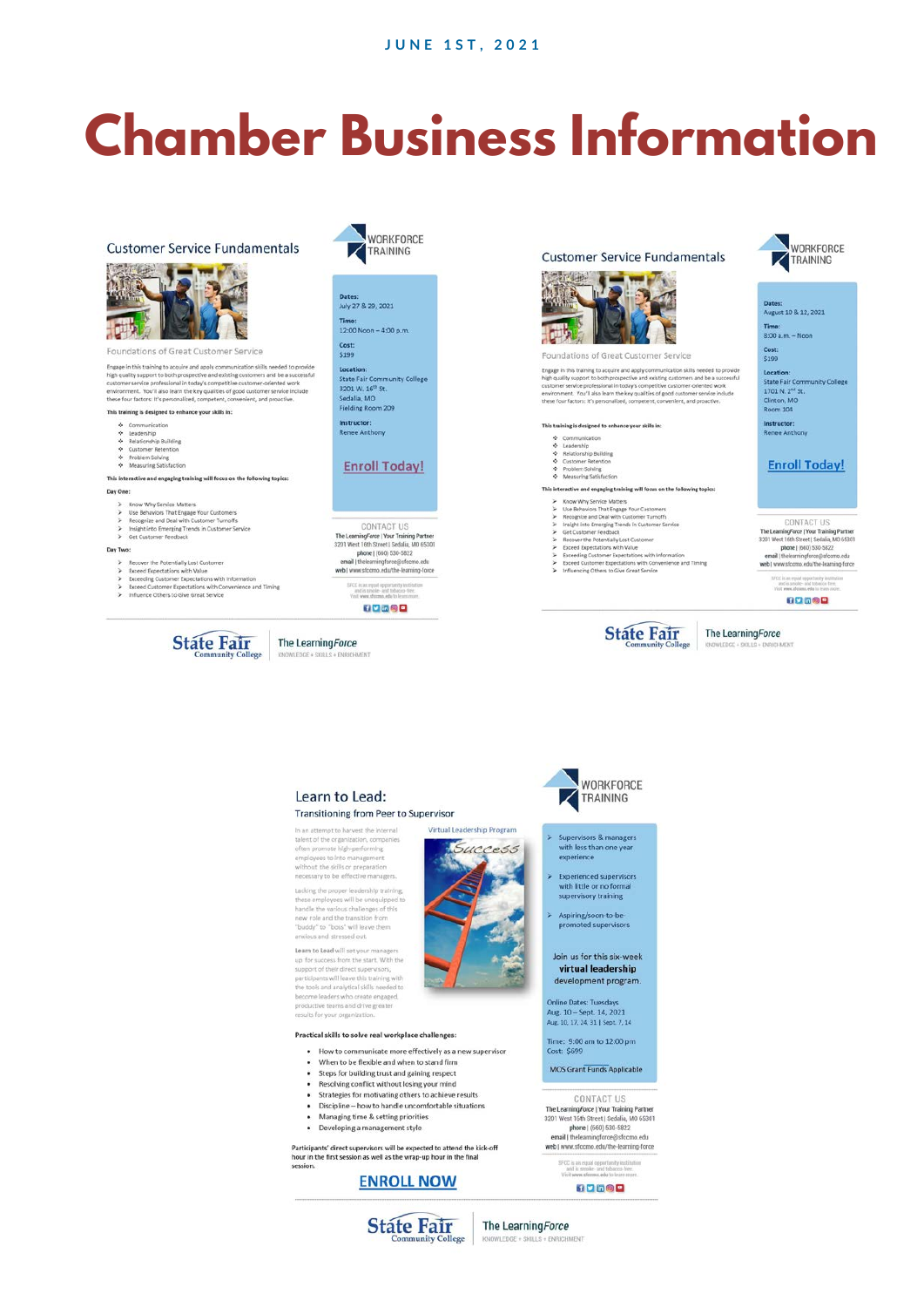JUNE 1ST, 2021

# Chamber Business Information

## Customer Service Fundamentals

WORKFORCE TRAINING

### Foundations of Great Customer Service

Engage in this training to acquire and apply communication skills needed to provide high quality support to both prospective and existing customers and be a successful customer service professional in today's competitive customer-oriented work environment. You'll also learn the key qualities of good customer service include these four factors: it's personalized, competent, convenient, and proactive.

**This training is designed to enhance your skills in:**

- Communication
- Leadership
- Relationship Building
- Customer Retention
- Problem Solving
- Measuring Satisfaction

**This interactive and engaging training will focus on the following topics:**

**Day One:**

- Know Why Service Matters
- Use Behaviors That Engage Your Customers
- Recognize and Deal with Customer Turnoffs
- Insight into Emerging Trends in Customer Service
- Get Customer Feedback

**Day Two:**

- Recover the Potentially Lost Customer
- Exceed Expectations with Value
- Exceeding Customer Expectations with Information
- Exceed Customer Expectations with Convenience and Timing
- Influence Others to Give Great Service

**Dates:**
July 27 & 29, 2021

**Time:**
12:00 Noon – 4:00 p.m.

**Cost:**
$199

**Location:**
State Fair Community College
3201 W. 16th St.
Sedalia, MO
Fielding Room 209

**Instructor:**
Renee Anthony

**Enroll Today!**

CONTACT US

The LearningForce | Your Training Partner
3201 West 16th Street | Sedalia, MO 65301
phone | (660) 530-5822
email | thelearningforce@sfccmo.edu
web | www.sfccmo.edu/the-learning-force

SFCC is an equal opportunity institution and is smoke- and tobacco-free. Visit www.sfccmo.edu to learn more.

State Fair Community College | The LearningForce — KNOWLEDGE + SKILLS + ENRICHMENT

---

## Customer Service Fundamentals

WORKFORCE TRAINING

### Foundations of Great Customer Service

Engage in this training to acquire and apply communication skills needed to provide high quality support to both prospective and existing customers and be a successful customer service professional in today's competitive customer-oriented work environment. You'll also learn the key qualities of good customer service include these four factors: it's personalized, competent, convenient, and proactive.

**This training is designed to enhance your skills in:**

- Communication
- Leadership
- Relationship Building
- Customer Retention
- Problem Solving
- Measuring Satisfaction

**This interactive and engaging training will focus on the following topics:**

- Know Why Service Matters
- Use Behaviors That Engage Your Customers
- Recognize and Deal with Customer Turnoffs
- Insight into Emerging Trends in Customer Service
- Get Customer Feedback
- Recover the Potentially Lost Customer
- Exceed Expectations with Value
- Exceeding Customer Expectations with Information
- Exceed Customer Expectations with Convenience and Timing
- Influencing Others to Give Great Service

**Dates:**
August 10 & 12, 2021

**Time:**
8:00 a.m. – Noon

**Cost:**
$199

**Location:**
State Fair Community College
1701 N. 2nd St.
Clinton, MO
Room 104

**Instructor:**
Renee Anthony

**Enroll Today!**

CONTACT US

The LearningForce | Your Training Partner
3201 West 16th Street | Sedalia, MO 65301
phone | (660) 530-5822
email | thelearningforce@sfccmo.edu
web | www.sfccmo.edu/the-learning-force

SFCC is an equal opportunity institution and is smoke- and tobacco-free. Visit www.sfccmo.edu to learn more.

State Fair Community College | The LearningForce — KNOWLEDGE + SKILLS + ENRICHMENT

---

## Learn to Lead:

### Transitioning from Peer to Supervisor

WORKFORCE TRAINING

Virtual Leadership Program

In an attempt to harvest the internal talent of the organization, companies often promote high-performing employees to into management without the skills or preparation necessary to be effective managers.

Lacking the proper leadership training, these employees will be unequipped to handle the various challenges of this new role and the transition from "buddy" to "boss" will leave them anxious and stressed out.

**Learn to Lead** will set your managers up for success from the start. With the support of their direct supervisors, participants will leave this training with the tools and analytical skills needed to become leaders who create engaged, productive teams and drive greater results for your organization.

- Supervisors & managers with less than one year experience
- Experienced supervisors with little or no formal supervisory training
- Aspiring/soon-to-be-promoted supervisors

Join us for this six-week **virtual leadership** development program.

Online Dates: Tuesdays
Aug. 10 – Sept. 14, 2021
Aug. 10, 17, 24, 31 | Sept. 7, 14

Time: 9:00 am to 12:00 pm
Cost: $699

MOS Grant Funds Applicable

**Practical skills to solve real workplace challenges:**

- How to communicate more effectively as a new supervisor
- When to be flexible and when to stand firm
- Steps for building trust and gaining respect
- Resolving conflict without losing your mind
- Strategies for motivating others to achieve results
- Discipline – how to handle uncomfortable situations
- Managing time & setting priorities
- Developing a management style

Participants' direct supervisors will be expected to attend the kick-off hour in the first session as well as the wrap-up hour in the final session.

**ENROLL NOW**

CONTACT US

The LearningForce | Your Training Partner
3201 West 16th Street | Sedalia, MO 65301
phone | (660) 530-5822
email | thelearningforce@sfccmo.edu
web | www.sfccmo.edu/the-learning-force

SFCC is an equal opportunity institution and is smoke- and tobacco-free. Visit www.sfccmo.edu to learn more.

State Fair Community College | The LearningForce — KNOWLEDGE + SKILLS + ENRICHMENT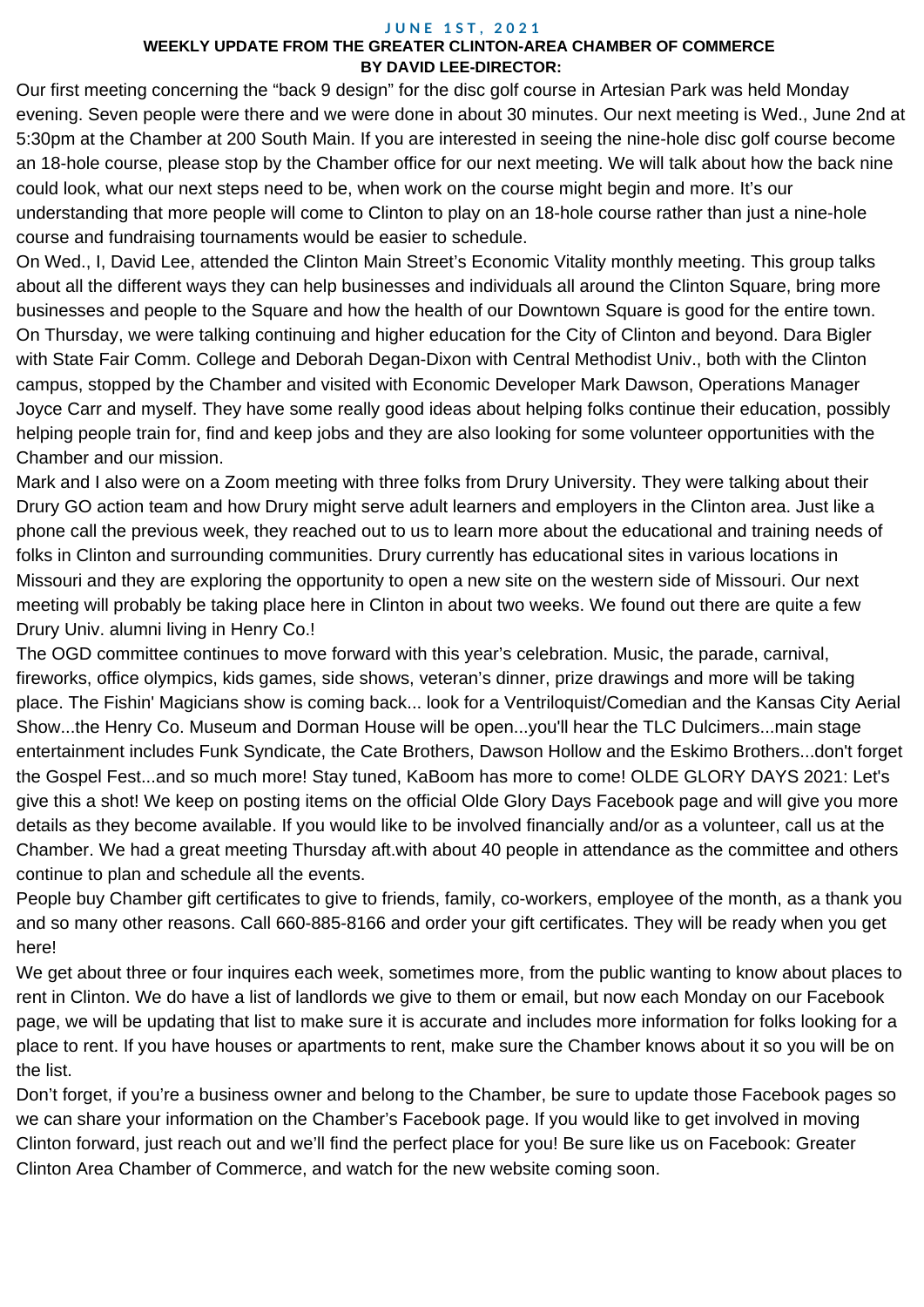**JUNE 1ST, 2021**

**WEEKLY UPDATE FROM THE GREATER CLINTON-AREA CHAMBER OF COMMERCE**
**BY DAVID LEE-DIRECTOR:**

Our first meeting concerning the “back 9 design” for the disc golf course in Artesian Park was held Monday evening. Seven people were there and we were done in about 30 minutes. Our next meeting is Wed., June 2nd at 5:30pm at the Chamber at 200 South Main. If you are interested in seeing the nine-hole disc golf course become an 18-hole course, please stop by the Chamber office for our next meeting. We will talk about how the back nine could look, what our next steps need to be, when work on the course might begin and more. It’s our understanding that more people will come to Clinton to play on an 18-hole course rather than just a nine-hole course and fundraising tournaments would be easier to schedule.

On Wed., I, David Lee, attended the Clinton Main Street’s Economic Vitality monthly meeting. This group talks about all the different ways they can help businesses and individuals all around the Clinton Square, bring more businesses and people to the Square and how the health of our Downtown Square is good for the entire town.

On Thursday, we were talking continuing and higher education for the City of Clinton and beyond. Dara Bigler with State Fair Comm. College and Deborah Degan-Dixon with Central Methodist Univ., both with the Clinton campus, stopped by the Chamber and visited with Economic Developer Mark Dawson, Operations Manager Joyce Carr and myself. They have some really good ideas about helping folks continue their education, possibly helping people train for, find and keep jobs and they are also looking for some volunteer opportunities with the Chamber and our mission.

Mark and I also were on a Zoom meeting with three folks from Drury University. They were talking about their Drury GO action team and how Drury might serve adult learners and employers in the Clinton area. Just like a phone call the previous week, they reached out to us to learn more about the educational and training needs of folks in Clinton and surrounding communities. Drury currently has educational sites in various locations in Missouri and they are exploring the opportunity to open a new site on the western side of Missouri. Our next meeting will probably be taking place here in Clinton in about two weeks. We found out there are quite a few Drury Univ. alumni living in Henry Co.!

The OGD committee continues to move forward with this year’s celebration. Music, the parade, carnival, fireworks, office olympics, kids games, side shows, veteran’s dinner, prize drawings and more will be taking place. The Fishin' Magicians show is coming back... look for a Ventriloquist/Comedian and the Kansas City Aerial Show...the Henry Co. Museum and Dorman House will be open...you'll hear the TLC Dulcimers...main stage entertainment includes Funk Syndicate, the Cate Brothers, Dawson Hollow and the Eskimo Brothers...don't forget the Gospel Fest...and so much more! Stay tuned, KaBoom has more to come! OLDE GLORY DAYS 2021: Let's give this a shot! We keep on posting items on the official Olde Glory Days Facebook page and will give you more details as they become available. If you would like to be involved financially and/or as a volunteer, call us at the Chamber. We had a great meeting Thursday aft.with about 40 people in attendance as the committee and others continue to plan and schedule all the events.

People buy Chamber gift certificates to give to friends, family, co-workers, employee of the month, as a thank you and so many other reasons. Call 660-885-8166 and order your gift certificates. They will be ready when you get here!

We get about three or four inquires each week, sometimes more, from the public wanting to know about places to rent in Clinton. We do have a list of landlords we give to them or email, but now each Monday on our Facebook page, we will be updating that list to make sure it is accurate and includes more information for folks looking for a place to rent. If you have houses or apartments to rent, make sure the Chamber knows about it so you will be on the list.

Don’t forget, if you’re a business owner and belong to the Chamber, be sure to update those Facebook pages so we can share your information on the Chamber’s Facebook page. If you would like to get involved in moving Clinton forward, just reach out and we’ll find the perfect place for you! Be sure like us on Facebook: Greater Clinton Area Chamber of Commerce, and watch for the new website coming soon.